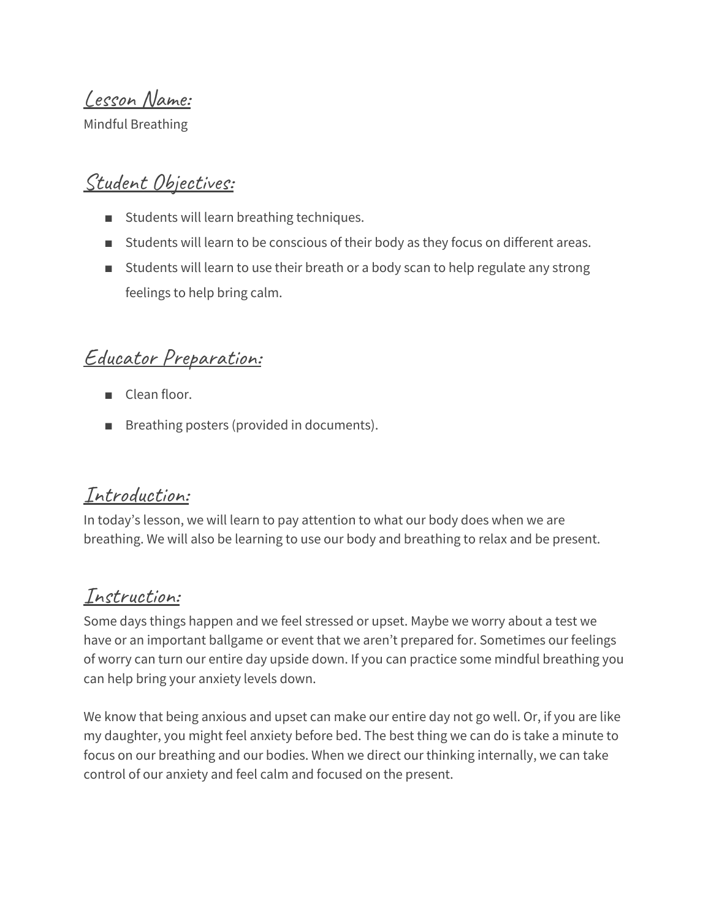## Lesson Name:

Mindful Breathing

## Student Objectives:

- Students will learn breathing techniques.
- Students will learn to be conscious of their body as they focus on different areas.
- Students will learn to use their breath or a body scan to help regulate any strong feelings to help bring calm.

## Educator Preparation:

- Clean floor.
- Breathing posters (provided in documents).

## Introduction:

In today's lesson, we will learn to pay attention to what our body does when we are breathing. We will also be learning to use our body and breathing to relax and be present.

## Instruction:

Some days things happen and we feel stressed or upset. Maybe we worry about a test we have or an important ballgame or event that we aren't prepared for. Sometimes our feelings of worry can turn our entire day upside down. If you can practice some mindful breathing you can help bring your anxiety levels down.

We know that being anxious and upset can make our entire day not go well. Or, if you are like my daughter, you might feel anxiety before bed. The best thing we can do is take a minute to focus on our breathing and our bodies. When we direct our thinking internally, we can take control of our anxiety and feel calm and focused on the present.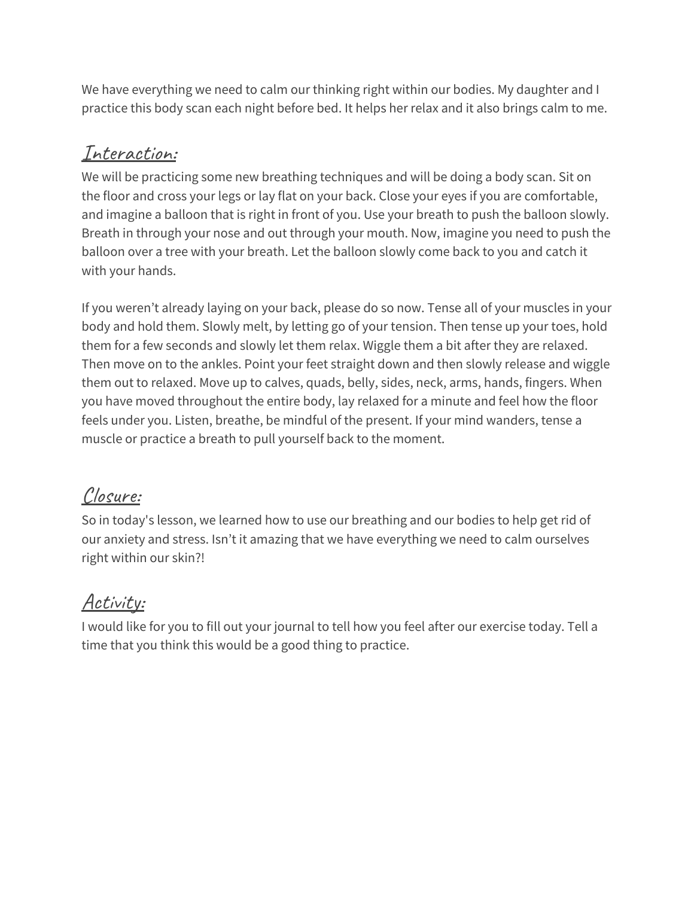We have everything we need to calm our thinking right within our bodies. My daughter and I practice this body scan each night before bed. It helps her relax and it also brings calm to me.

## Interaction:

We will be practicing some new breathing techniques and will be doing a body scan. Sit on the floor and cross your legs or lay flat on your back. Close your eyes if you are comfortable, and imagine a balloon that is right in front of you. Use your breath to push the balloon slowly. Breath in through your nose and out through your mouth. Now, imagine you need to push the balloon over a tree with your breath. Let the balloon slowly come back to you and catch it with your hands.

If you weren't already laying on your back, please do so now. Tense all of your muscles in your body and hold them. Slowly melt, by letting go of your tension. Then tense up your toes, hold them for a few seconds and slowly let them relax. Wiggle them a bit after they are relaxed. Then move on to the ankles. Point your feet straight down and then slowly release and wiggle them out to relaxed. Move up to calves, quads, belly, sides, neck, arms, hands, fingers. When you have moved throughout the entire body, lay relaxed for a minute and feel how the floor feels under you. Listen, breathe, be mindful of the present. If your mind wanders, tense a muscle or practice a breath to pull yourself back to the moment.

## Closure:

So in today's lesson, we learned how to use our breathing and our bodies to help get rid of our anxiety and stress. Isn't it amazing that we have everything we need to calm ourselves right within our skin?!

## Activity:

I would like for you to fill out your journal to tell how you feel after our exercise today. Tell a time that you think this would be a good thing to practice.